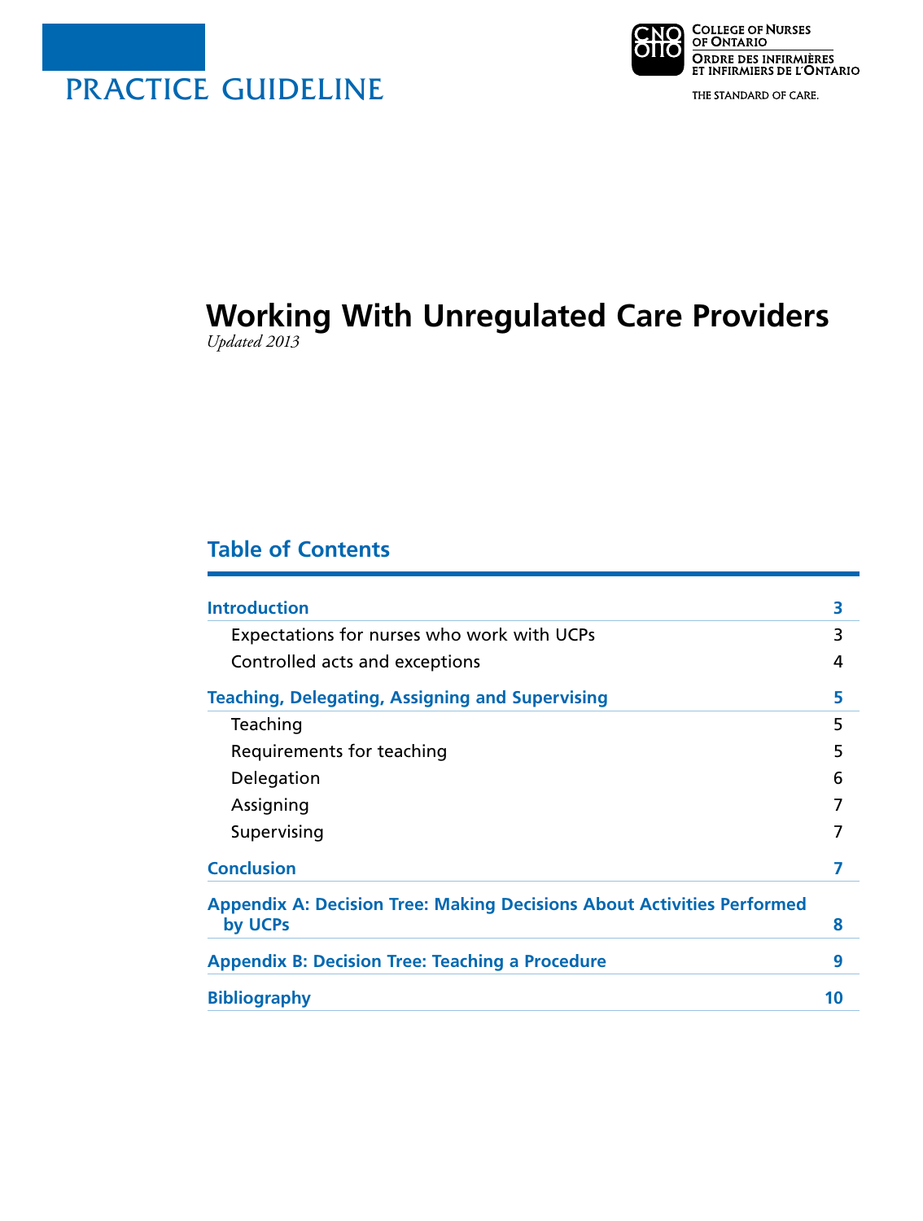PRACTICE GUIDELINE

College of Nurses of Ontario
Ordre des infirmières et infirmiers de l'Ontario

THE STANDARD OF CARE.

# Working With Unregulated Care Providers

*Updated 2013*

## Table of Contents

| | |
|---|---|
| **Introduction** | **3** |
| Expectations for nurses who work with UCPs | 3 |
| Controlled acts and exceptions | 4 |
| **Teaching, Delegating, Assigning and Supervising** | **5** |
| Teaching | 5 |
| Requirements for teaching | 5 |
| Delegation | 6 |
| Assigning | 7 |
| Supervising | 7 |
| **Conclusion** | **7** |
| **Appendix A: Decision Tree: Making Decisions About Activities Performed by UCPs** | **8** |
| **Appendix B: Decision Tree: Teaching a Procedure** | **9** |
| **Bibliography** | **10** |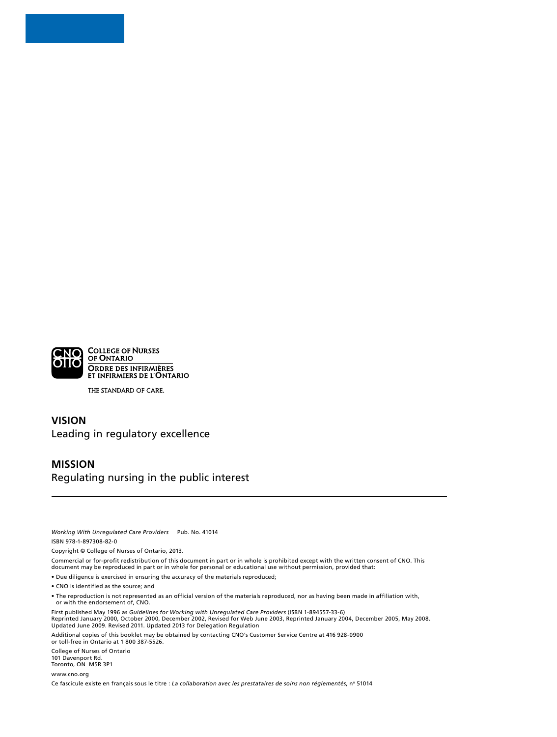COLLEGE OF NURSES OF ONTARIO

ORDRE DES INFIRMIÈRES ET INFIRMIERS DE L'ONTARIO

THE STANDARD OF CARE.

## VISION

Leading in regulatory excellence

## MISSION

Regulating nursing in the public interest

---

*Working With Unregulated Care Providers* Pub. No. 41014

ISBN 978-1-897308-82-0

Copyright © College of Nurses of Ontario, 2013.

Commercial or for-profit redistribution of this document in part or in whole is prohibited except with the written consent of CNO. This document may be reproduced in part or in whole for personal or educational use without permission, provided that:

- Due diligence is exercised in ensuring the accuracy of the materials reproduced;
- CNO is identified as the source; and
- The reproduction is not represented as an official version of the materials reproduced, nor as having been made in affiliation with, or with the endorsement of, CNO.

First published May 1996 as *Guidelines for Working with Unregulated Care Providers* (ISBN 1-894557-33-6)
Reprinted January 2000, October 2000, December 2002, Revised for Web June 2003, Reprinted January 2004, December 2005, May 2008. Updated June 2009. Revised 2011. Updated 2013 for Delegation Regulation

Additional copies of this booklet may be obtained by contacting CNO's Customer Service Centre at 416 928-0900 or toll-free in Ontario at 1 800 387-5526.

College of Nurses of Ontario
101 Davenport Rd.
Toronto, ON M5R 3P1

www.cno.org

Ce fascicule existe en français sous le titre : *La collaboration avec les prestataires de soins non réglementés*, nº 51014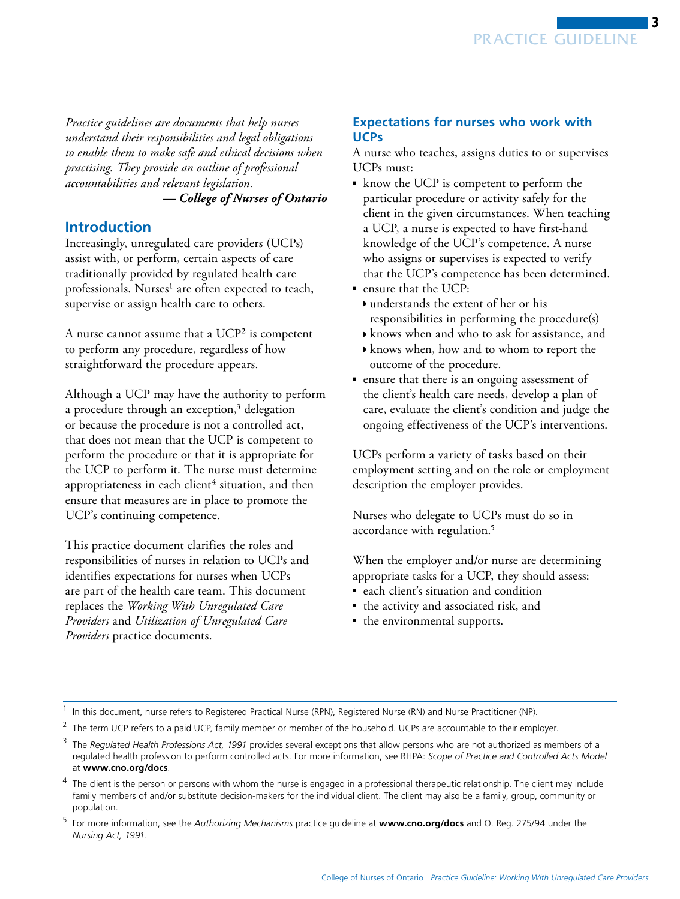*Practice guidelines are documents that help nurses understand their responsibilities and legal obligations to enable them to make safe and ethical decisions when practising. They provide an outline of professional accountabilities and relevant legislation.*

***— College of Nurses of Ontario***

## Introduction

Increasingly, unregulated care providers (UCPs) assist with, or perform, certain aspects of care traditionally provided by regulated health care professionals. Nurses[1] are often expected to teach, supervise or assign health care to others.

A nurse cannot assume that a UCP[2] is competent to perform any procedure, regardless of how straightforward the procedure appears.

Although a UCP may have the authority to perform a procedure through an exception,[3] delegation or because the procedure is not a controlled act, that does not mean that the UCP is competent to perform the procedure or that it is appropriate for the UCP to perform it. The nurse must determine appropriateness in each client[4] situation, and then ensure that measures are in place to promote the UCP's continuing competence.

This practice document clarifies the roles and responsibilities of nurses in relation to UCPs and identifies expectations for nurses when UCPs are part of the health care team. This document replaces the *Working With Unregulated Care Providers* and *Utilization of Unregulated Care Providers* practice documents.

### Expectations for nurses who work with UCPs

A nurse who teaches, assigns duties to or supervises UCPs must:

- know the UCP is competent to perform the particular procedure or activity safely for the client in the given circumstances. When teaching a UCP, a nurse is expected to have first-hand knowledge of the UCP's competence. A nurse who assigns or supervises is expected to verify that the UCP's competence has been determined.
- ensure that the UCP:
  - understands the extent of her or his responsibilities in performing the procedure(s)
  - knows when and who to ask for assistance, and
  - knows when, how and to whom to report the outcome of the procedure.
- ensure that there is an ongoing assessment of the client's health care needs, develop a plan of care, evaluate the client's condition and judge the ongoing effectiveness of the UCP's interventions.

UCPs perform a variety of tasks based on their employment setting and on the role or employment description the employer provides.

Nurses who delegate to UCPs must do so in accordance with regulation.[5]

When the employer and/or nurse are determining appropriate tasks for a UCP, they should assess:

- each client's situation and condition
- the activity and associated risk, and
- the environmental supports.

---

[1] In this document, nurse refers to Registered Practical Nurse (RPN), Registered Nurse (RN) and Nurse Practitioner (NP).

[2] The term UCP refers to a paid UCP, family member or member of the household. UCPs are accountable to their employer.

[3] The *Regulated Health Professions Act, 1991* provides several exceptions that allow persons who are not authorized as members of a regulated health profession to perform controlled acts. For more information, see RHPA: *Scope of Practice and Controlled Acts Model* at **www.cno.org/docs**.

[4] The client is the person or persons with whom the nurse is engaged in a professional therapeutic relationship. The client may include family members of and/or substitute decision-makers for the individual client. The client may also be a family, group, community or population.

[5] For more information, see the *Authorizing Mechanisms* practice guideline at **www.cno.org/docs** and O. Reg. 275/94 under the *Nursing Act, 1991*.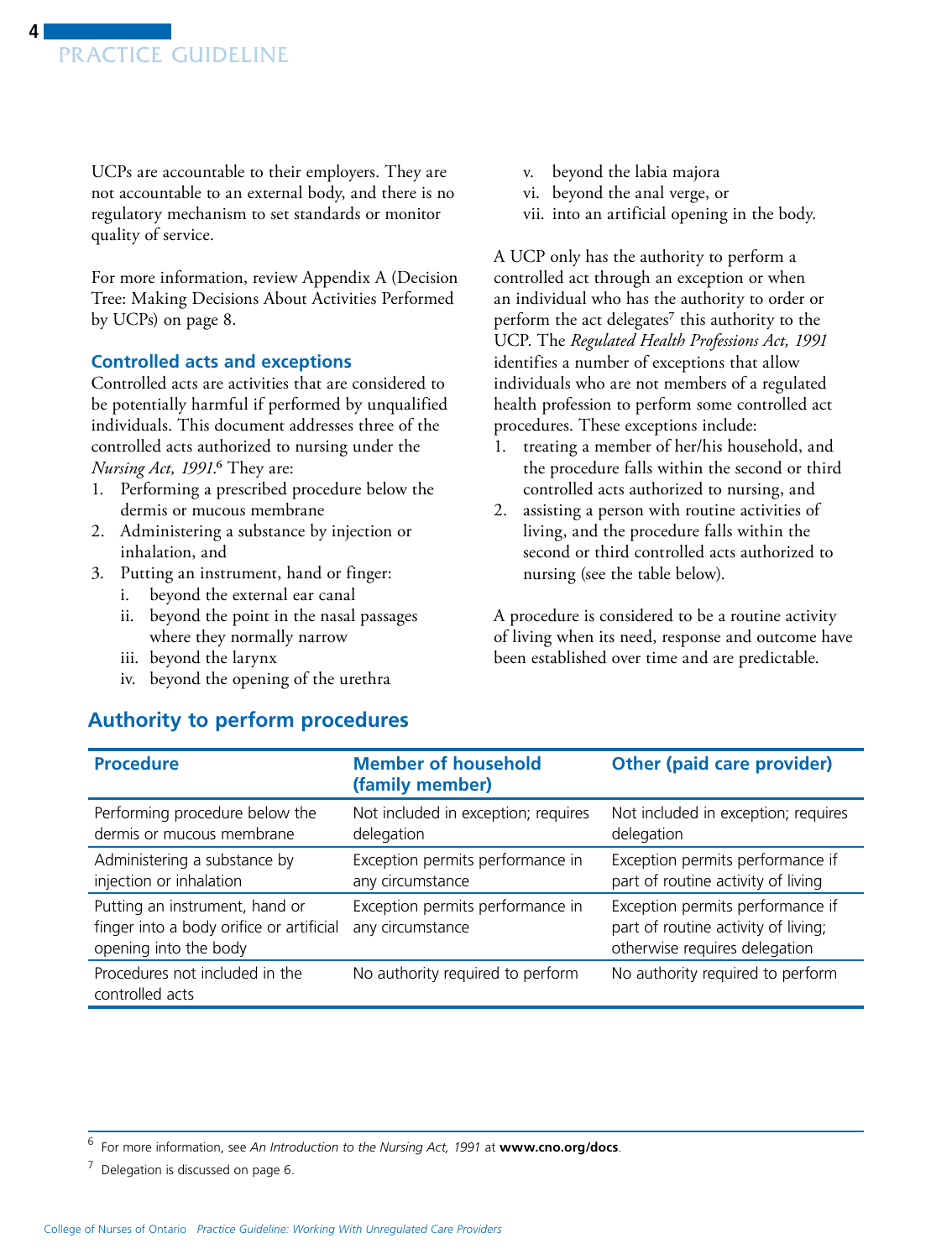UCPs are accountable to their employers. They are not accountable to an external body, and there is no regulatory mechanism to set standards or monitor quality of service.

For more information, review Appendix A (Decision Tree: Making Decisions About Activities Performed by UCPs) on page 8.

### Controlled acts and exceptions

Controlled acts are activities that are considered to be potentially harmful if performed by unqualified individuals. This document addresses three of the controlled acts authorized to nursing under the *Nursing Act, 1991*.[6] They are:

1. Performing a prescribed procedure below the dermis or mucous membrane
2. Administering a substance by injection or inhalation, and
3. Putting an instrument, hand or finger:
   i. beyond the external ear canal
   ii. beyond the point in the nasal passages where they normally narrow
   iii. beyond the larynx
   iv. beyond the opening of the urethra
   v. beyond the labia majora
   vi. beyond the anal verge, or
   vii. into an artificial opening in the body.

A UCP only has the authority to perform a controlled act through an exception or when an individual who has the authority to order or perform the act delegates[7] this authority to the UCP. The *Regulated Health Professions Act, 1991* identifies a number of exceptions that allow individuals who are not members of a regulated health profession to perform some controlled act procedures. These exceptions include:

1. treating a member of her/his household, and the procedure falls within the second or third controlled acts authorized to nursing, and
2. assisting a person with routine activities of living, and the procedure falls within the second or third controlled acts authorized to nursing (see the table below).

A procedure is considered to be a routine activity of living when its need, response and outcome have been established over time and are predictable.

## Authority to perform procedures

| Procedure | Member of household (family member) | Other (paid care provider) |
|---|---|---|
| Performing procedure below the dermis or mucous membrane | Not included in exception; requires delegation | Not included in exception; requires delegation |
| Administering a substance by injection or inhalation | Exception permits performance in any circumstance | Exception permits performance if part of routine activity of living |
| Putting an instrument, hand or finger into a body orifice or artificial opening into the body | Exception permits performance in any circumstance | Exception permits performance if part of routine activity of living; otherwise requires delegation |
| Procedures not included in the controlled acts | No authority required to perform | No authority required to perform |

[6] For more information, see *An Introduction to the Nursing Act, 1991* at **www.cno.org/docs**.

[7] Delegation is discussed on page 6.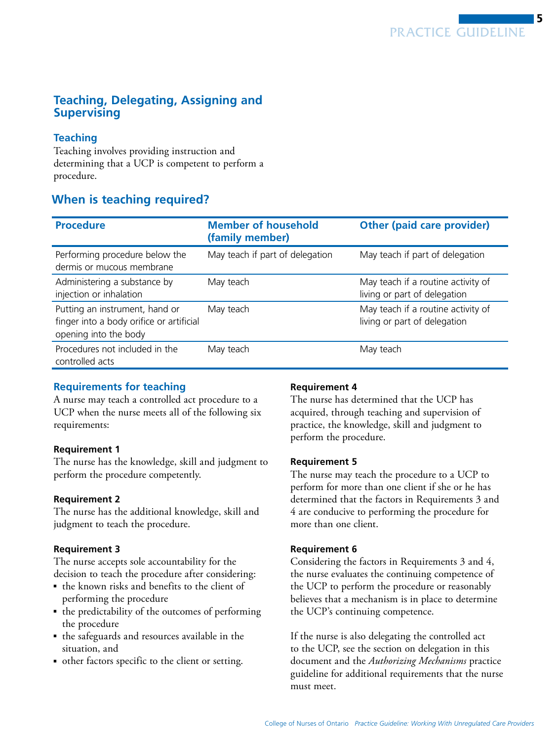## Teaching, Delegating, Assigning and Supervising

### Teaching

Teaching involves providing instruction and determining that a UCP is competent to perform a procedure.

### When is teaching required?

| Procedure | Member of household (family member) | Other (paid care provider) |
|---|---|---|
| Performing procedure below the dermis or mucous membrane | May teach if part of delegation | May teach if part of delegation |
| Administering a substance by injection or inhalation | May teach | May teach if a routine activity of living or part of delegation |
| Putting an instrument, hand or finger into a body orifice or artificial opening into the body | May teach | May teach if a routine activity of living or part of delegation |
| Procedures not included in the controlled acts | May teach | May teach |

### Requirements for teaching

A nurse may teach a controlled act procedure to a UCP when the nurse meets all of the following six requirements:

**Requirement 1**

The nurse has the knowledge, skill and judgment to perform the procedure competently.

**Requirement 2**

The nurse has the additional knowledge, skill and judgment to teach the procedure.

**Requirement 3**

The nurse accepts sole accountability for the decision to teach the procedure after considering:

- the known risks and benefits to the client of performing the procedure
- the predictability of the outcomes of performing the procedure
- the safeguards and resources available in the situation, and
- other factors specific to the client or setting.

**Requirement 4**

The nurse has determined that the UCP has acquired, through teaching and supervision of practice, the knowledge, skill and judgment to perform the procedure.

**Requirement 5**

The nurse may teach the procedure to a UCP to perform for more than one client if she or he has determined that the factors in Requirements 3 and 4 are conducive to performing the procedure for more than one client.

**Requirement 6**

Considering the factors in Requirements 3 and 4, the nurse evaluates the continuing competence of the UCP to perform the procedure or reasonably believes that a mechanism is in place to determine the UCP's continuing competence.

If the nurse is also delegating the controlled act to the UCP, see the section on delegation in this document and the *Authorizing Mechanisms* practice guideline for additional requirements that the nurse must meet.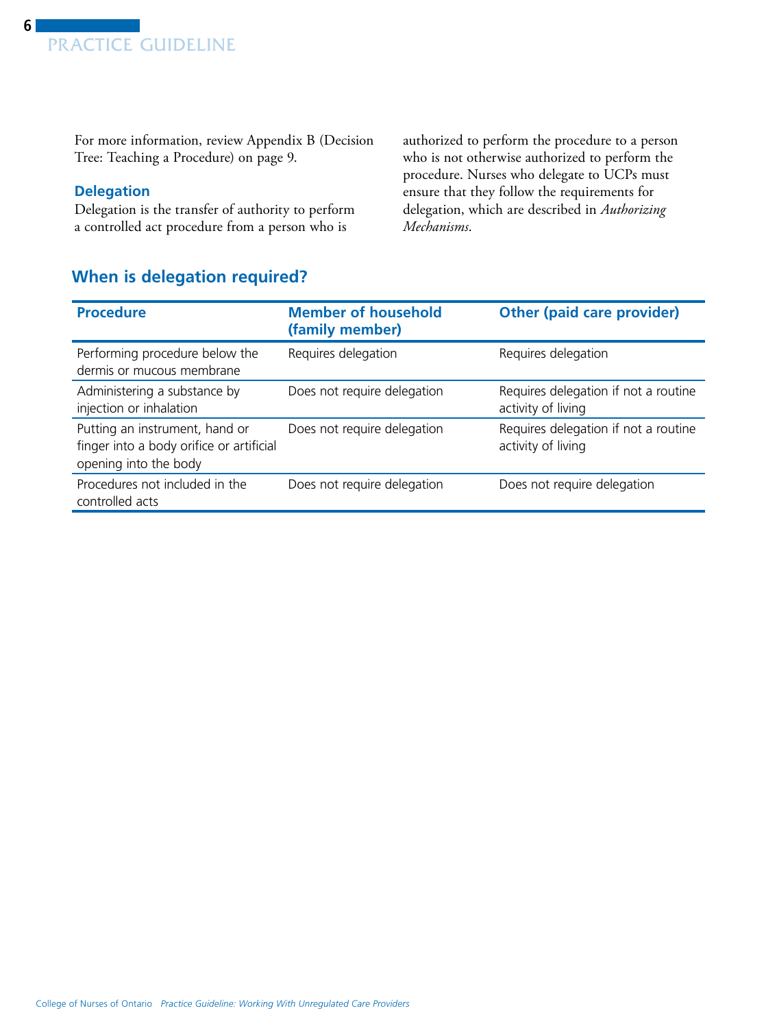For more information, review Appendix B (Decision Tree: Teaching a Procedure) on page 9.

### Delegation

Delegation is the transfer of authority to perform a controlled act procedure from a person who is authorized to perform the procedure to a person who is not otherwise authorized to perform the procedure. Nurses who delegate to UCPs must ensure that they follow the requirements for delegation, which are described in *Authorizing Mechanisms*.

## When is delegation required?

| Procedure | Member of household (family member) | Other (paid care provider) |
|---|---|---|
| Performing procedure below the dermis or mucous membrane | Requires delegation | Requires delegation |
| Administering a substance by injection or inhalation | Does not require delegation | Requires delegation if not a routine activity of living |
| Putting an instrument, hand or finger into a body orifice or artificial opening into the body | Does not require delegation | Requires delegation if not a routine activity of living |
| Procedures not included in the controlled acts | Does not require delegation | Does not require delegation |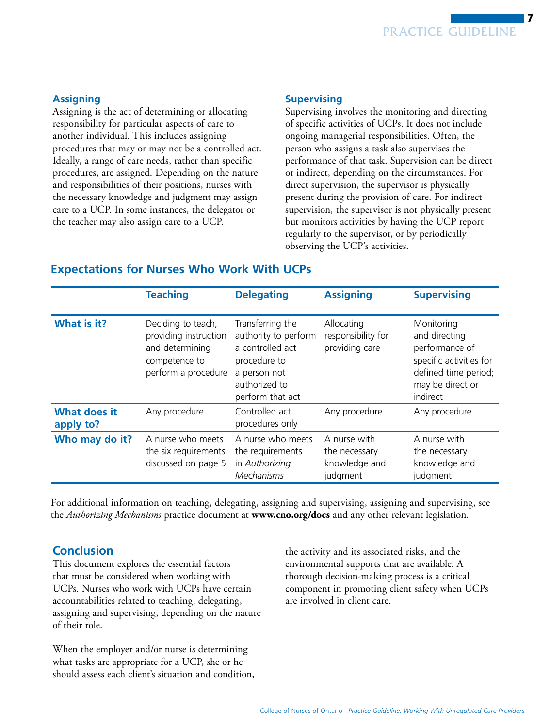### Assigning

Assigning is the act of determining or allocating responsibility for particular aspects of care to another individual. This includes assigning procedures that may or may not be a controlled act. Ideally, a range of care needs, rather than specific procedures, are assigned. Depending on the nature and responsibilities of their positions, nurses with the necessary knowledge and judgment may assign care to a UCP. In some instances, the delegator or the teacher may also assign care to a UCP.

### Supervising

Supervising involves the monitoring and directing of specific activities of UCPs. It does not include ongoing managerial responsibilities. Often, the person who assigns a task also supervises the performance of that task. Supervision can be direct or indirect, depending on the circumstances. For direct supervision, the supervisor is physically present during the provision of care. For indirect supervision, the supervisor is not physically present but monitors activities by having the UCP report regularly to the supervisor, or by periodically observing the UCP's activities.

## Expectations for Nurses Who Work With UCPs

| | Teaching | Delegating | Assigning | Supervising |
|---|---|---|---|---|
| **What is it?** | Deciding to teach, providing instruction and determining competence to perform a procedure | Transferring the authority to perform a controlled act procedure to a person not authorized to perform that act | Allocating responsibility for providing care | Monitoring and directing performance of specific activities for defined time period; may be direct or indirect |
| **What does it apply to?** | Any procedure | Controlled act procedures only | Any procedure | Any procedure |
| **Who may do it?** | A nurse who meets the six requirements discussed on page 5 | A nurse who meets the requirements in *Authorizing Mechanisms* | A nurse with the necessary knowledge and judgment | A nurse with the necessary knowledge and judgment |

For additional information on teaching, delegating, assigning and supervising, assigning and supervising, see the *Authorizing Mechanisms* practice document at **www.cno.org/docs** and any other relevant legislation.

## Conclusion

This document explores the essential factors that must be considered when working with UCPs. Nurses who work with UCPs have certain accountabilities related to teaching, delegating, assigning and supervising, depending on the nature of their role.

When the employer and/or nurse is determining what tasks are appropriate for a UCP, she or he should assess each client's situation and condition, the activity and its associated risks, and the environmental supports that are available. A thorough decision-making process is a critical component in promoting client safety when UCPs are involved in client care.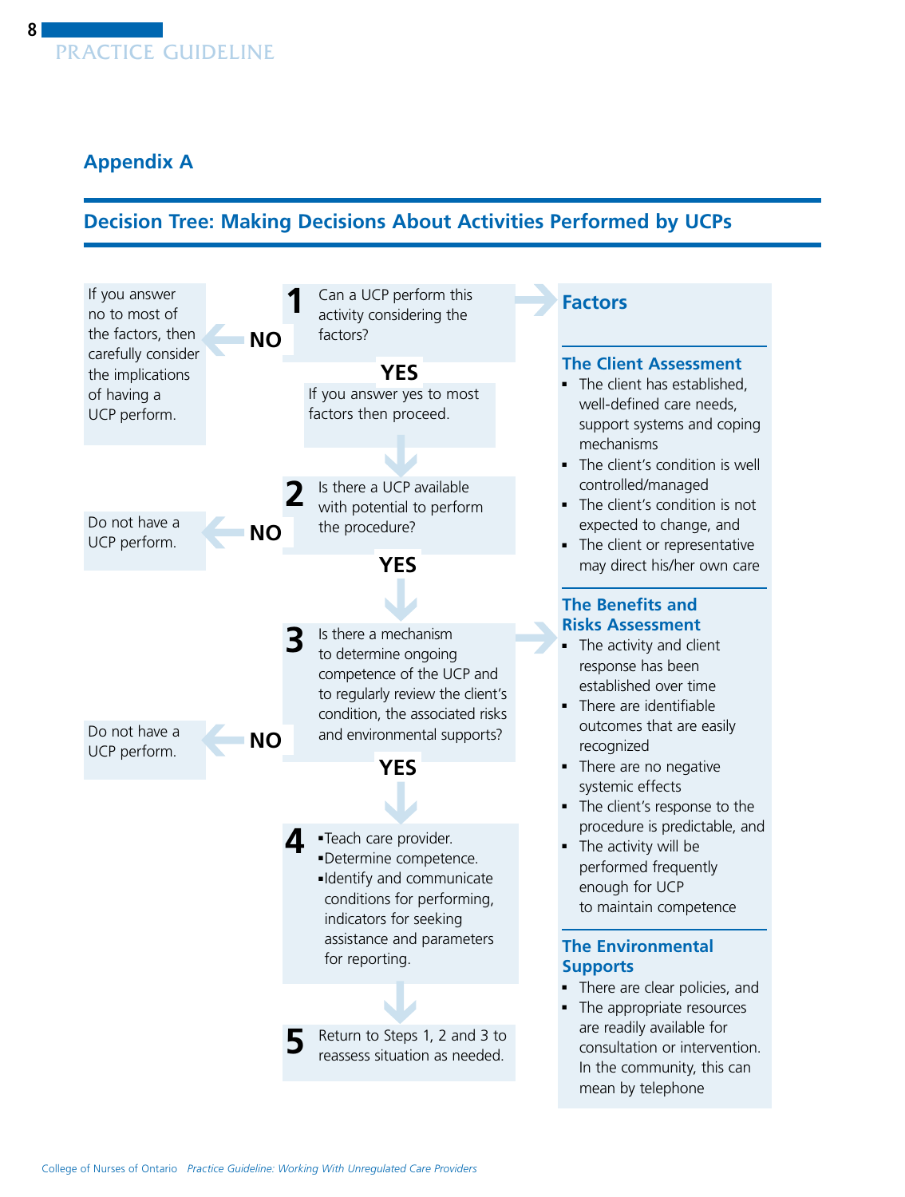## Appendix A

## Decision Tree: Making Decisions About Activities Performed by UCPs

**1** Can a UCP perform this activity considering the factors?

- **NO** → If you answer no to most of the factors, then carefully consider the implications of having a UCP perform.
- **YES** → If you answer yes to most factors then proceed.

**2** Is there a UCP available with potential to perform the procedure?

- **NO** → Do not have a UCP perform.
- **YES** ↓

**3** Is there a mechanism to determine ongoing competence of the UCP and to regularly review the client's condition, the associated risks and environmental supports?

- **NO** → Do not have a UCP perform.
- **YES** ↓

**4**
- Teach care provider.
- Determine competence.
- Identify and communicate conditions for performing, indicators for seeking assistance and parameters for reporting.

**5** Return to Steps 1, 2 and 3 to reassess situation as needed.

### Factors

#### The Client Assessment

- The client has established, well-defined care needs, support systems and coping mechanisms
- The client's condition is well controlled/managed
- The client's condition is not expected to change, and
- The client or representative may direct his/her own care

#### The Benefits and Risks Assessment

- The activity and client response has been established over time
- There are identifiable outcomes that are easily recognized
- There are no negative systemic effects
- The client's response to the procedure is predictable, and
- The activity will be performed frequently enough for UCP to maintain competence

#### The Environmental Supports

- There are clear policies, and
- The appropriate resources are readily available for consultation or intervention. In the community, this can mean by telephone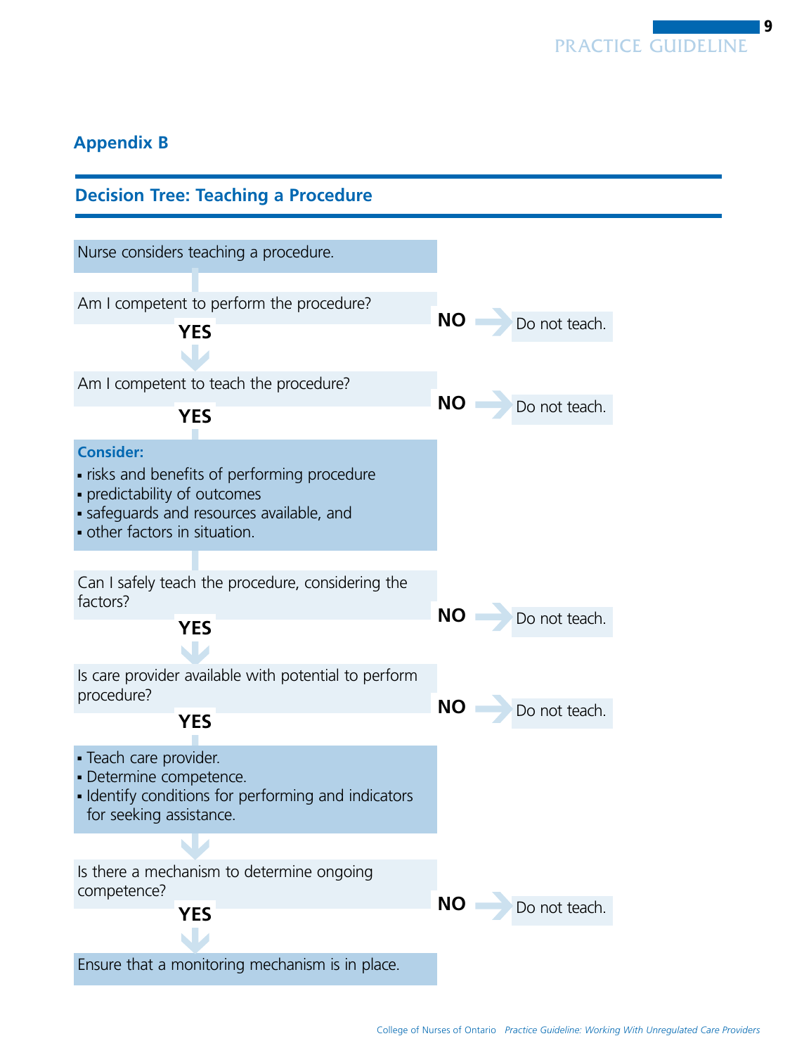## Appendix B

### Decision Tree: Teaching a Procedure

Nurse considers teaching a procedure.

Am I competent to perform the procedure? **NO** → Do not teach.

**YES**

Am I competent to teach the procedure? **NO** → Do not teach.

**YES**

**Consider:**

- risks and benefits of performing procedure
- predictability of outcomes
- safeguards and resources available, and
- other factors in situation.

Can I safely teach the procedure, considering the factors? **NO** → Do not teach.

**YES**

Is care provider available with potential to perform procedure? **NO** → Do not teach.

**YES**

- Teach care provider.
- Determine competence.
- Identify conditions for performing and indicators for seeking assistance.

Is there a mechanism to determine ongoing competence? **NO** → Do not teach.

**YES**

Ensure that a monitoring mechanism is in place.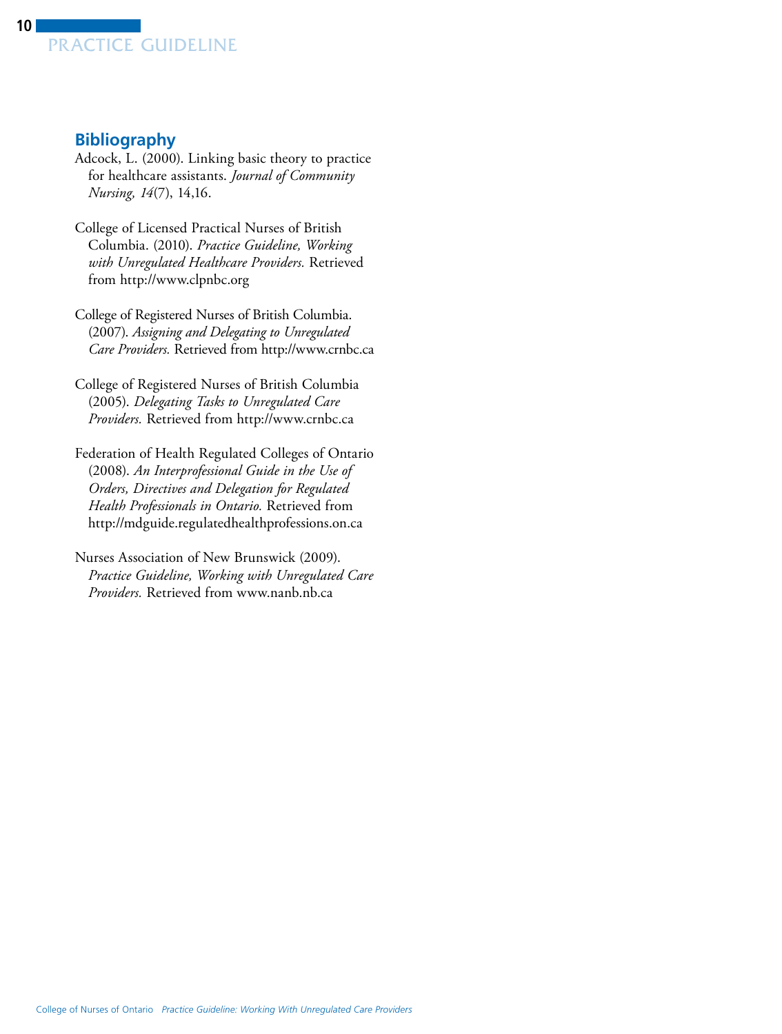## Bibliography

Adcock, L. (2000). Linking basic theory to practice for healthcare assistants. *Journal of Community Nursing, 14*(7), 14,16.

College of Licensed Practical Nurses of British Columbia. (2010). *Practice Guideline, Working with Unregulated Healthcare Providers.* Retrieved from http://www.clpnbc.org

College of Registered Nurses of British Columbia. (2007). *Assigning and Delegating to Unregulated Care Providers.* Retrieved from http://www.crnbc.ca

College of Registered Nurses of British Columbia (2005). *Delegating Tasks to Unregulated Care Providers.* Retrieved from http://www.crnbc.ca

Federation of Health Regulated Colleges of Ontario (2008). *An Interprofessional Guide in the Use of Orders, Directives and Delegation for Regulated Health Professionals in Ontario.* Retrieved from http://mdguide.regulatedhealthprofessions.on.ca

Nurses Association of New Brunswick (2009). *Practice Guideline, Working with Unregulated Care Providers.* Retrieved from www.nanb.nb.ca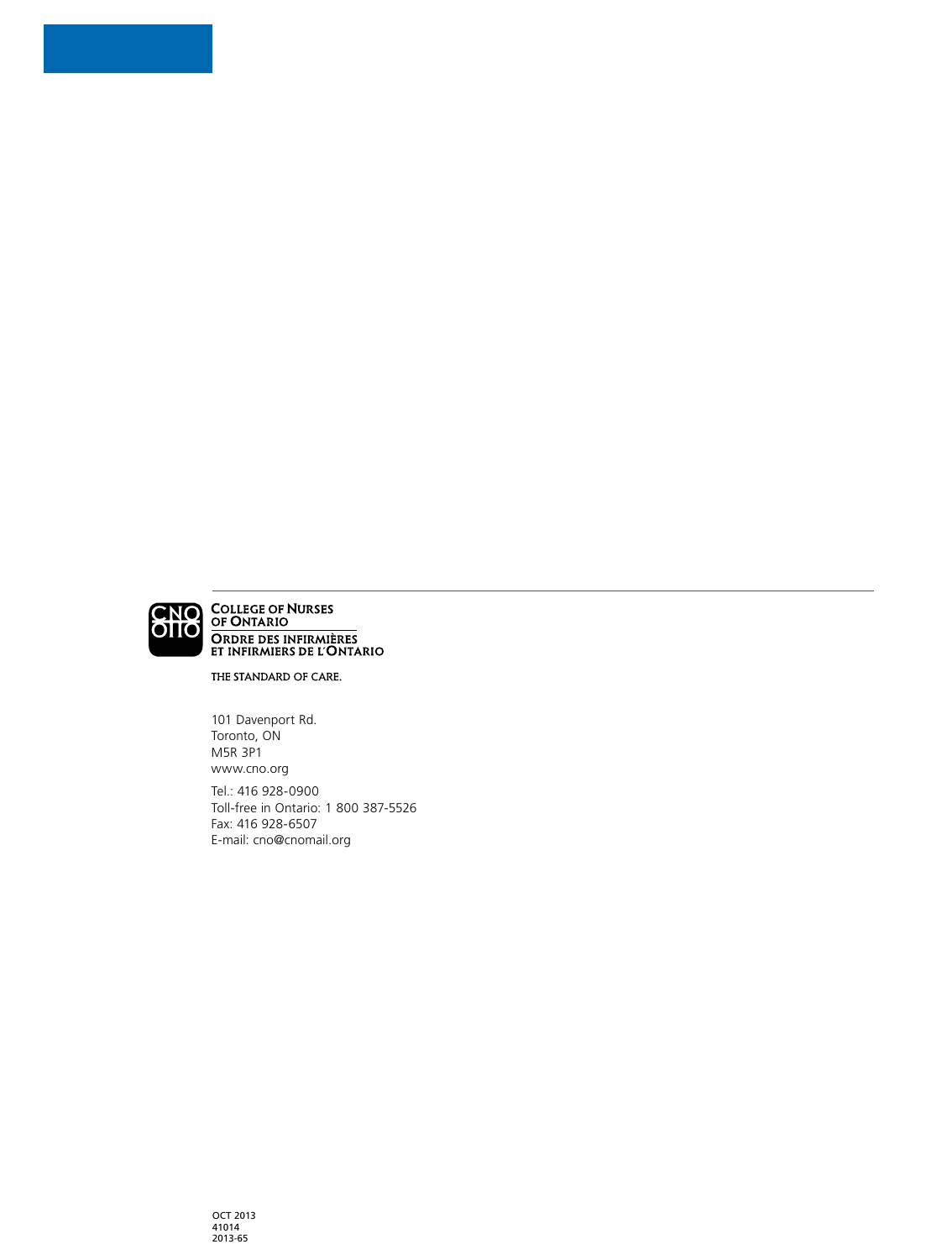College of Nurses of Ontario

Ordre des infirmières et infirmiers de l'Ontario

THE STANDARD OF CARE.

101 Davenport Rd.
Toronto, ON
M5R 3P1
www.cno.org

Tel.: 416 928-0900
Toll-free in Ontario: 1 800 387-5526
Fax: 416 928-6507
E-mail: cno@cnomail.org

OCT 2013
41014
2013-65